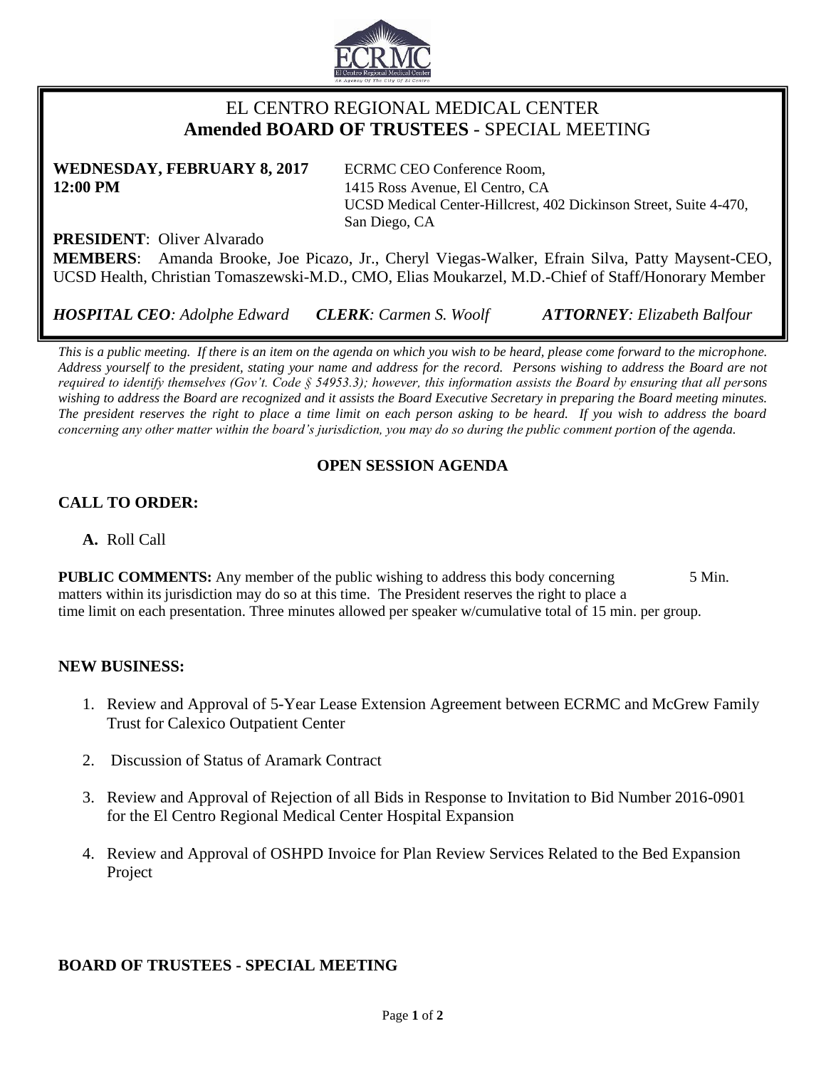# EL CENTRO REGIONAL MEDICAL CENTER
## **Amended BOARD OF TRUSTEES** - SPECIAL MEETING

**WEDNESDAY, FEBRUARY 8, 2017**
**12:00 PM**

ECRMC CEO Conference Room,
1415 Ross Avenue, El Centro, CA
UCSD Medical Center-Hillcrest, 402 Dickinson Street, Suite 4-470, San Diego, CA

**PRESIDENT**: Oliver Alvarado
**MEMBERS**: Amanda Brooke, Joe Picazo, Jr., Cheryl Viegas-Walker, Efrain Silva, Patty Maysent-CEO, UCSD Health, Christian Tomaszewski-M.D., CMO, Elias Moukarzel, M.D.-Chief of Staff/Honorary Member

***HOSPITAL CEO**: Adolphe Edward* ***CLERK**: Carmen S. Woolf* ***ATTORNEY**: Elizabeth Balfour*

*This is a public meeting. If there is an item on the agenda on which you wish to be heard, please come forward to the microphone. Address yourself to the president, stating your name and address for the record. Persons wishing to address the Board are not required to identify themselves (Gov't. Code § 54953.3); however, this information assists the Board by ensuring that all persons wishing to address the Board are recognized and it assists the Board Executive Secretary in preparing the Board meeting minutes. The president reserves the right to place a time limit on each person asking to be heard. If you wish to address the board concerning any other matter within the board's jurisdiction, you may do so during the public comment portion of the agenda.*

## OPEN SESSION AGENDA

### CALL TO ORDER:

**A.** Roll Call

**PUBLIC COMMENTS:** Any member of the public wishing to address this body concerning matters within its jurisdiction may do so at this time. The President reserves the right to place a time limit on each presentation. Three minutes allowed per speaker w/cumulative total of 15 min. per group. 5 Min.

### NEW BUSINESS:

1. Review and Approval of 5-Year Lease Extension Agreement between ECRMC and McGrew Family Trust for Calexico Outpatient Center
2. Discussion of Status of Aramark Contract
3. Review and Approval of Rejection of all Bids in Response to Invitation to Bid Number 2016-0901 for the El Centro Regional Medical Center Hospital Expansion
4. Review and Approval of OSHPD Invoice for Plan Review Services Related to the Bed Expansion Project

**BOARD OF TRUSTEES - SPECIAL MEETING**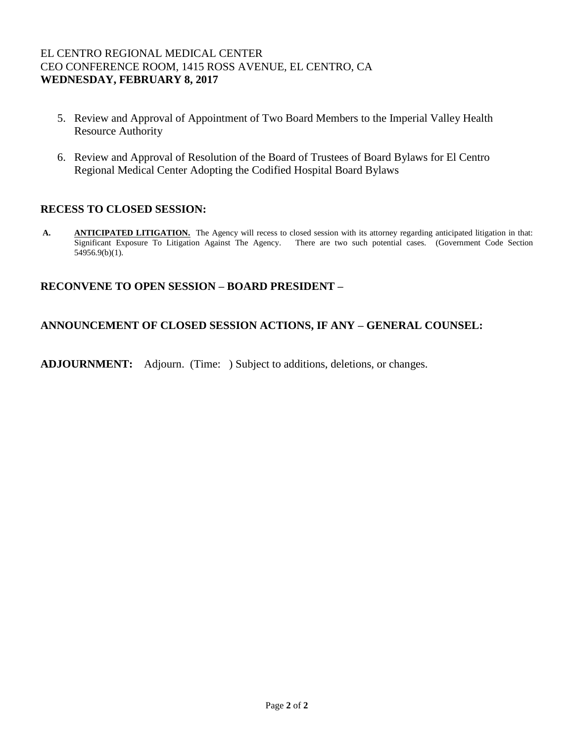EL CENTRO REGIONAL MEDICAL CENTER
CEO CONFERENCE ROOM, 1415 ROSS AVENUE, EL CENTRO, CA
**WEDNESDAY, FEBRUARY 8, 2017**

5. Review and Approval of Appointment of Two Board Members to the Imperial Valley Health Resource Authority

6. Review and Approval of Resolution of the Board of Trustees of Board Bylaws for El Centro Regional Medical Center Adopting the Codified Hospital Board Bylaws

## RECESS TO CLOSED SESSION:

**A.** **ANTICIPATED LITIGATION.** The Agency will recess to closed session with its attorney regarding anticipated litigation in that: Significant Exposure To Litigation Against The Agency. There are two such potential cases. (Government Code Section 54956.9(b)(1).

## RECONVENE TO OPEN SESSION – BOARD PRESIDENT –

## ANNOUNCEMENT OF CLOSED SESSION ACTIONS, IF ANY – GENERAL COUNSEL:

**ADJOURNMENT:** Adjourn. (Time: ) Subject to additions, deletions, or changes.